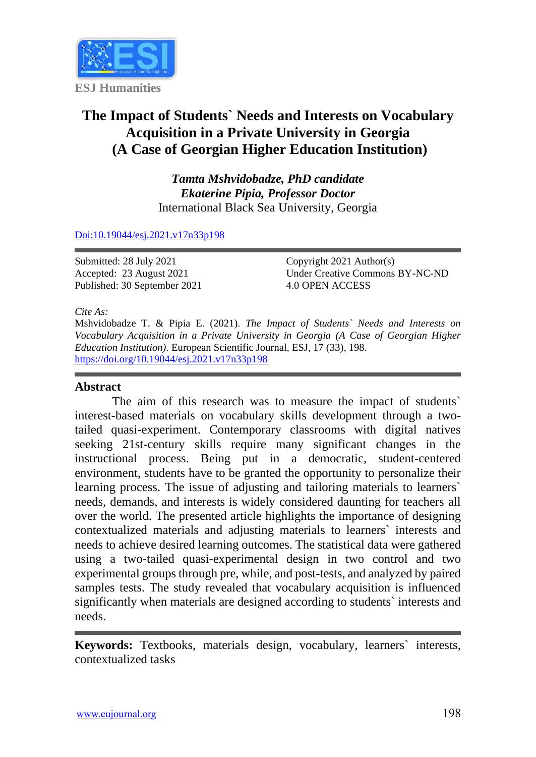ESJ Humanities

# The Impact of Students` Needs and Interests on Vocabulary Acquisition in a Private University in Georgia (A Case of Georgian Higher Education Institution)

***Tamta Mshvidobadze, PhD candidate***
***Ekaterine Pipia, Professor Doctor***
International Black Sea University, Georgia

Doi:10.19044/esj.2021.v17n33p198

Submitted: 28 July 2021
Accepted: 23 August 2021
Published: 30 September 2021

Copyright 2021 Author(s)
Under Creative Commons BY-NC-ND 4.0 OPEN ACCESS

*Cite As:*
Mshvidobadze T. & Pipia E. (2021). *The Impact of Students` Needs and Interests on Vocabulary Acquisition in a Private University in Georgia (A Case of Georgian Higher Education Institution)*. European Scientific Journal, ESJ, 17 (33), 198. https://doi.org/10.19044/esj.2021.v17n33p198

## Abstract

The aim of this research was to measure the impact of students` interest-based materials on vocabulary skills development through a two-tailed quasi-experiment. Contemporary classrooms with digital natives seeking 21st-century skills require many significant changes in the instructional process. Being put in a democratic, student-centered environment, students have to be granted the opportunity to personalize their learning process. The issue of adjusting and tailoring materials to learners` needs, demands, and interests is widely considered daunting for teachers all over the world. The presented article highlights the importance of designing contextualized materials and adjusting materials to learners` interests and needs to achieve desired learning outcomes. The statistical data were gathered using a two-tailed quasi-experimental design in two control and two experimental groups through pre, while, and post-tests, and analyzed by paired samples tests. The study revealed that vocabulary acquisition is influenced significantly when materials are designed according to students` interests and needs.

**Keywords:** Textbooks, materials design, vocabulary, learners` interests, contextualized tasks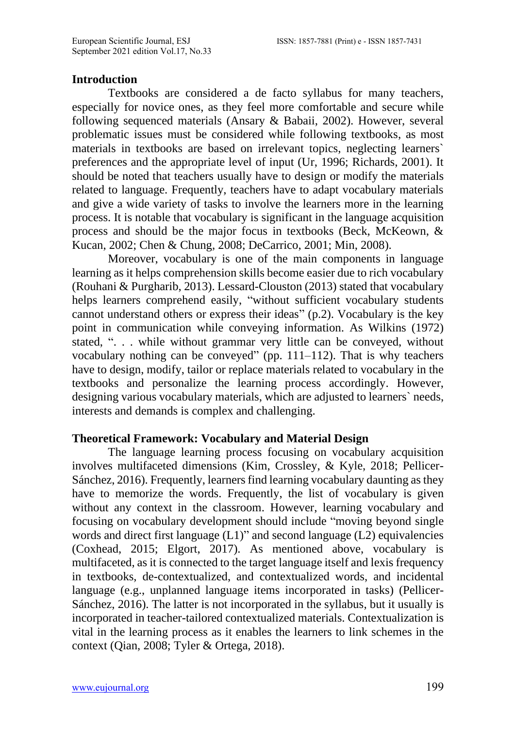## Introduction

Textbooks are considered a de facto syllabus for many teachers, especially for novice ones, as they feel more comfortable and secure while following sequenced materials (Ansary & Babaii, 2002). However, several problematic issues must be considered while following textbooks, as most materials in textbooks are based on irrelevant topics, neglecting learners` preferences and the appropriate level of input (Ur, 1996; Richards, 2001). It should be noted that teachers usually have to design or modify the materials related to language. Frequently, teachers have to adapt vocabulary materials and give a wide variety of tasks to involve the learners more in the learning process. It is notable that vocabulary is significant in the language acquisition process and should be the major focus in textbooks (Beck, McKeown, & Kucan, 2002; Chen & Chung, 2008; DeCarrico, 2001; Min, 2008).

Moreover, vocabulary is one of the main components in language learning as it helps comprehension skills become easier due to rich vocabulary (Rouhani & Purgharib, 2013). Lessard-Clouston (2013) stated that vocabulary helps learners comprehend easily, "without sufficient vocabulary students cannot understand others or express their ideas" (p.2). Vocabulary is the key point in communication while conveying information. As Wilkins (1972) stated, ". . . while without grammar very little can be conveyed, without vocabulary nothing can be conveyed" (pp. 111–112). That is why teachers have to design, modify, tailor or replace materials related to vocabulary in the textbooks and personalize the learning process accordingly. However, designing various vocabulary materials, which are adjusted to learners` needs, interests and demands is complex and challenging.

## Theoretical Framework: Vocabulary and Material Design

The language learning process focusing on vocabulary acquisition involves multifaceted dimensions (Kim, Crossley, & Kyle, 2018; Pellicer-Sánchez, 2016). Frequently, learners find learning vocabulary daunting as they have to memorize the words. Frequently, the list of vocabulary is given without any context in the classroom. However, learning vocabulary and focusing on vocabulary development should include "moving beyond single words and direct first language (L1)" and second language (L2) equivalencies (Coxhead, 2015; Elgort, 2017). As mentioned above, vocabulary is multifaceted, as it is connected to the target language itself and lexis frequency in textbooks, de-contextualized, and contextualized words, and incidental language (e.g., unplanned language items incorporated in tasks) (Pellicer-Sánchez, 2016). The latter is not incorporated in the syllabus, but it usually is incorporated in teacher-tailored contextualized materials. Contextualization is vital in the learning process as it enables the learners to link schemes in the context (Qian, 2008; Tyler & Ortega, 2018).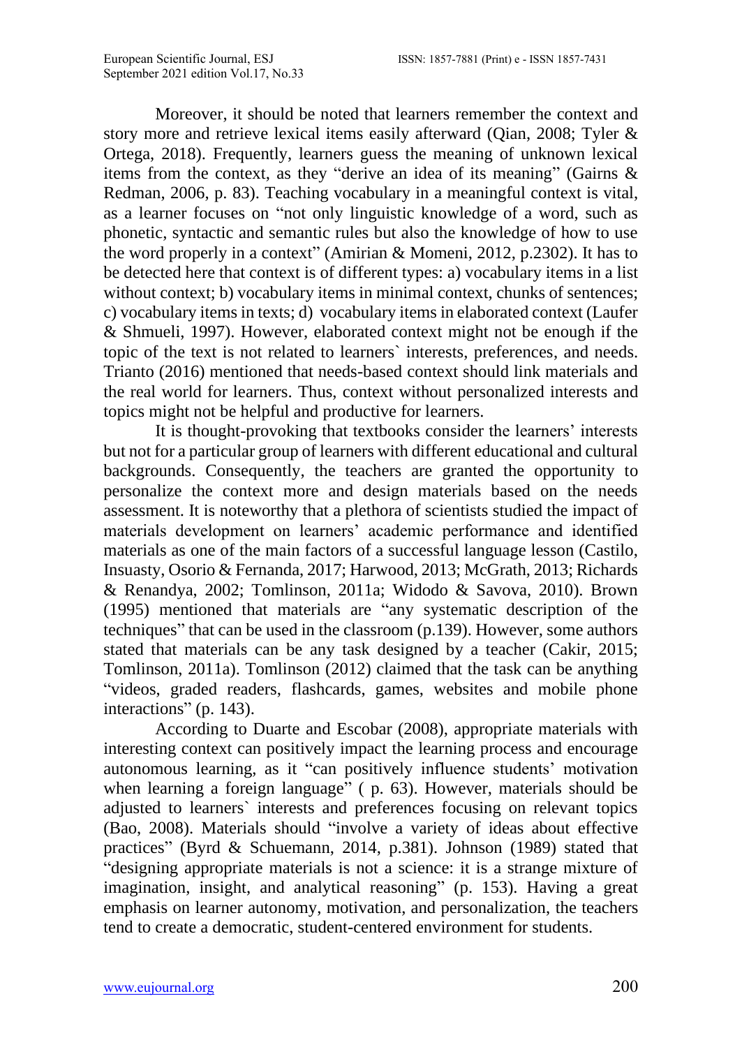Moreover, it should be noted that learners remember the context and story more and retrieve lexical items easily afterward (Qian, 2008; Tyler & Ortega, 2018). Frequently, learners guess the meaning of unknown lexical items from the context, as they "derive an idea of its meaning" (Gairns & Redman, 2006, p. 83). Teaching vocabulary in a meaningful context is vital, as a learner focuses on "not only linguistic knowledge of a word, such as phonetic, syntactic and semantic rules but also the knowledge of how to use the word properly in a context" (Amirian & Momeni, 2012, p.2302). It has to be detected here that context is of different types: a) vocabulary items in a list without context; b) vocabulary items in minimal context, chunks of sentences; c) vocabulary items in texts; d) vocabulary items in elaborated context (Laufer & Shmueli, 1997). However, elaborated context might not be enough if the topic of the text is not related to learners` interests, preferences, and needs. Trianto (2016) mentioned that needs-based context should link materials and the real world for learners. Thus, context without personalized interests and topics might not be helpful and productive for learners.

It is thought-provoking that textbooks consider the learners' interests but not for a particular group of learners with different educational and cultural backgrounds. Consequently, the teachers are granted the opportunity to personalize the context more and design materials based on the needs assessment. It is noteworthy that a plethora of scientists studied the impact of materials development on learners' academic performance and identified materials as one of the main factors of a successful language lesson (Castilo, Insuasty, Osorio & Fernanda, 2017; Harwood, 2013; McGrath, 2013; Richards & Renandya, 2002; Tomlinson, 2011a; Widodo & Savova, 2010). Brown (1995) mentioned that materials are "any systematic description of the techniques" that can be used in the classroom (p.139). However, some authors stated that materials can be any task designed by a teacher (Cakir, 2015; Tomlinson, 2011a). Tomlinson (2012) claimed that the task can be anything "videos, graded readers, flashcards, games, websites and mobile phone interactions" (p. 143).

According to Duarte and Escobar (2008), appropriate materials with interesting context can positively impact the learning process and encourage autonomous learning, as it "can positively influence students' motivation when learning a foreign language" ( p. 63). However, materials should be adjusted to learners` interests and preferences focusing on relevant topics (Bao, 2008). Materials should "involve a variety of ideas about effective practices" (Byrd & Schuemann, 2014, p.381). Johnson (1989) stated that "designing appropriate materials is not a science: it is a strange mixture of imagination, insight, and analytical reasoning" (p. 153). Having a great emphasis on learner autonomy, motivation, and personalization, the teachers tend to create a democratic, student-centered environment for students.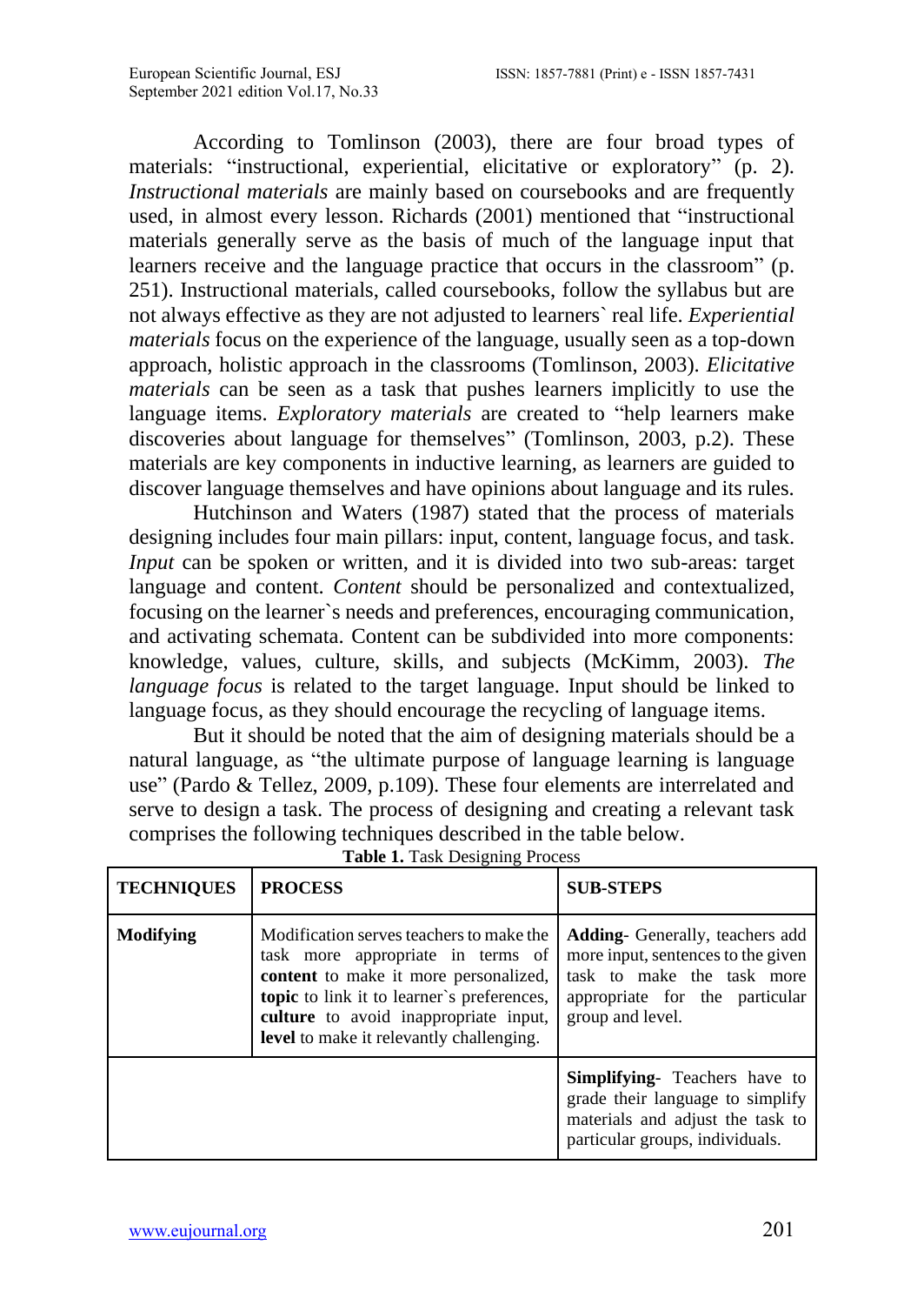According to Tomlinson (2003), there are four broad types of materials: "instructional, experiential, elicitative or exploratory" (p. 2). *Instructional materials* are mainly based on coursebooks and are frequently used, in almost every lesson. Richards (2001) mentioned that "instructional materials generally serve as the basis of much of the language input that learners receive and the language practice that occurs in the classroom" (p. 251). Instructional materials, called coursebooks, follow the syllabus but are not always effective as they are not adjusted to learners` real life. *Experiential materials* focus on the experience of the language, usually seen as a top-down approach, holistic approach in the classrooms (Tomlinson, 2003). *Elicitative materials* can be seen as a task that pushes learners implicitly to use the language items. *Exploratory materials* are created to "help learners make discoveries about language for themselves" (Tomlinson, 2003, p.2). These materials are key components in inductive learning, as learners are guided to discover language themselves and have opinions about language and its rules.

Hutchinson and Waters (1987) stated that the process of materials designing includes four main pillars: input, content, language focus, and task. *Input* can be spoken or written, and it is divided into two sub-areas: target language and content. *Content* should be personalized and contextualized, focusing on the learner`s needs and preferences, encouraging communication, and activating schemata. Content can be subdivided into more components: knowledge, values, culture, skills, and subjects (McKimm, 2003). *The language focus* is related to the target language. Input should be linked to language focus, as they should encourage the recycling of language items.

But it should be noted that the aim of designing materials should be a natural language, as "the ultimate purpose of language learning is language use" (Pardo & Tellez, 2009, p.109). These four elements are interrelated and serve to design a task. The process of designing and creating a relevant task comprises the following techniques described in the table below.

**Table 1.** Task Designing Process

| TECHNIQUES | PROCESS | SUB-STEPS |
|---|---|---|
| **Modifying** | Modification serves teachers to make the task more appropriate in terms of **content** to make it more personalized, **topic** to link it to learner`s preferences, **culture** to avoid inappropriate input, **level** to make it relevantly challenging. | **Adding**- Generally, teachers add more input, sentences to the given task to make the task more appropriate for the particular group and level. |
| | | **Simplifying**- Teachers have to grade their language to simplify materials and adjust the task to particular groups, individuals. |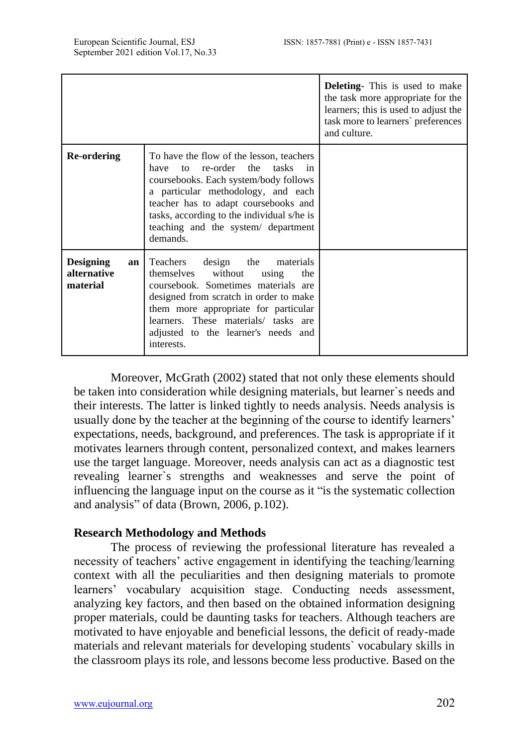| | | **Deleting**- This is used to make the task more appropriate for the learners; this is used to adjust the task more to learners` preferences and culture. |
|---|---|---|
| **Re-ordering** | To have the flow of the lesson, teachers have to re-order the tasks in coursebooks. Each system/body follows a particular methodology, and each teacher has to adapt coursebooks and tasks, according to the individual s/he is teaching and the system/ department demands. | |
| **Designing an alternative material** | Teachers design the materials themselves without using the coursebook. Sometimes materials are designed from scratch in order to make them more appropriate for particular learners. These materials/ tasks are adjusted to the learner's needs and interests. | |

Moreover, McGrath (2002) stated that not only these elements should be taken into consideration while designing materials, but learner`s needs and their interests. The latter is linked tightly to needs analysis. Needs analysis is usually done by the teacher at the beginning of the course to identify learners' expectations, needs, background, and preferences. The task is appropriate if it motivates learners through content, personalized context, and makes learners use the target language. Moreover, needs analysis can act as a diagnostic test revealing learner`s strengths and weaknesses and serve the point of influencing the language input on the course as it "is the systematic collection and analysis" of data (Brown, 2006, p.102).

## Research Methodology and Methods

The process of reviewing the professional literature has revealed a necessity of teachers' active engagement in identifying the teaching/learning context with all the peculiarities and then designing materials to promote learners' vocabulary acquisition stage. Conducting needs assessment, analyzing key factors, and then based on the obtained information designing proper materials, could be daunting tasks for teachers. Although teachers are motivated to have enjoyable and beneficial lessons, the deficit of ready-made materials and relevant materials for developing students` vocabulary skills in the classroom plays its role, and lessons become less productive. Based on the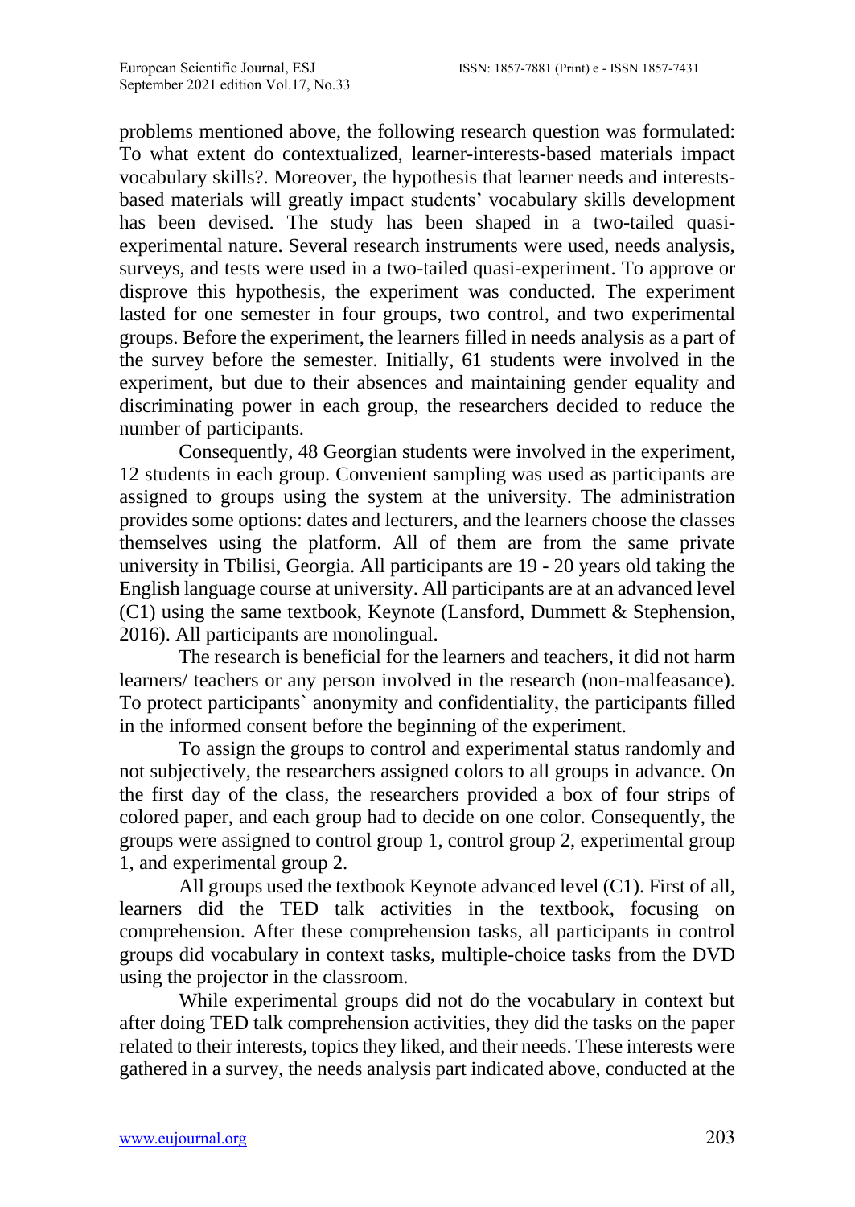problems mentioned above, the following research question was formulated: To what extent do contextualized, learner-interests-based materials impact vocabulary skills?. Moreover, the hypothesis that learner needs and interests-based materials will greatly impact students' vocabulary skills development has been devised. The study has been shaped in a two-tailed quasi-experimental nature. Several research instruments were used, needs analysis, surveys, and tests were used in a two-tailed quasi-experiment. To approve or disprove this hypothesis, the experiment was conducted. The experiment lasted for one semester in four groups, two control, and two experimental groups. Before the experiment, the learners filled in needs analysis as a part of the survey before the semester. Initially, 61 students were involved in the experiment, but due to their absences and maintaining gender equality and discriminating power in each group, the researchers decided to reduce the number of participants.

Consequently, 48 Georgian students were involved in the experiment, 12 students in each group. Convenient sampling was used as participants are assigned to groups using the system at the university. The administration provides some options: dates and lecturers, and the learners choose the classes themselves using the platform. All of them are from the same private university in Tbilisi, Georgia. All participants are 19 - 20 years old taking the English language course at university. All participants are at an advanced level (C1) using the same textbook, Keynote (Lansford, Dummett & Stephenson, 2016). All participants are monolingual.

The research is beneficial for the learners and teachers, it did not harm learners/ teachers or any person involved in the research (non-malfeasance). To protect participants` anonymity and confidentiality, the participants filled in the informed consent before the beginning of the experiment.

To assign the groups to control and experimental status randomly and not subjectively, the researchers assigned colors to all groups in advance. On the first day of the class, the researchers provided a box of four strips of colored paper, and each group had to decide on one color. Consequently, the groups were assigned to control group 1, control group 2, experimental group 1, and experimental group 2.

All groups used the textbook Keynote advanced level (C1). First of all, learners did the TED talk activities in the textbook, focusing on comprehension. After these comprehension tasks, all participants in control groups did vocabulary in context tasks, multiple-choice tasks from the DVD using the projector in the classroom.

While experimental groups did not do the vocabulary in context but after doing TED talk comprehension activities, they did the tasks on the paper related to their interests, topics they liked, and their needs. These interests were gathered in a survey, the needs analysis part indicated above, conducted at the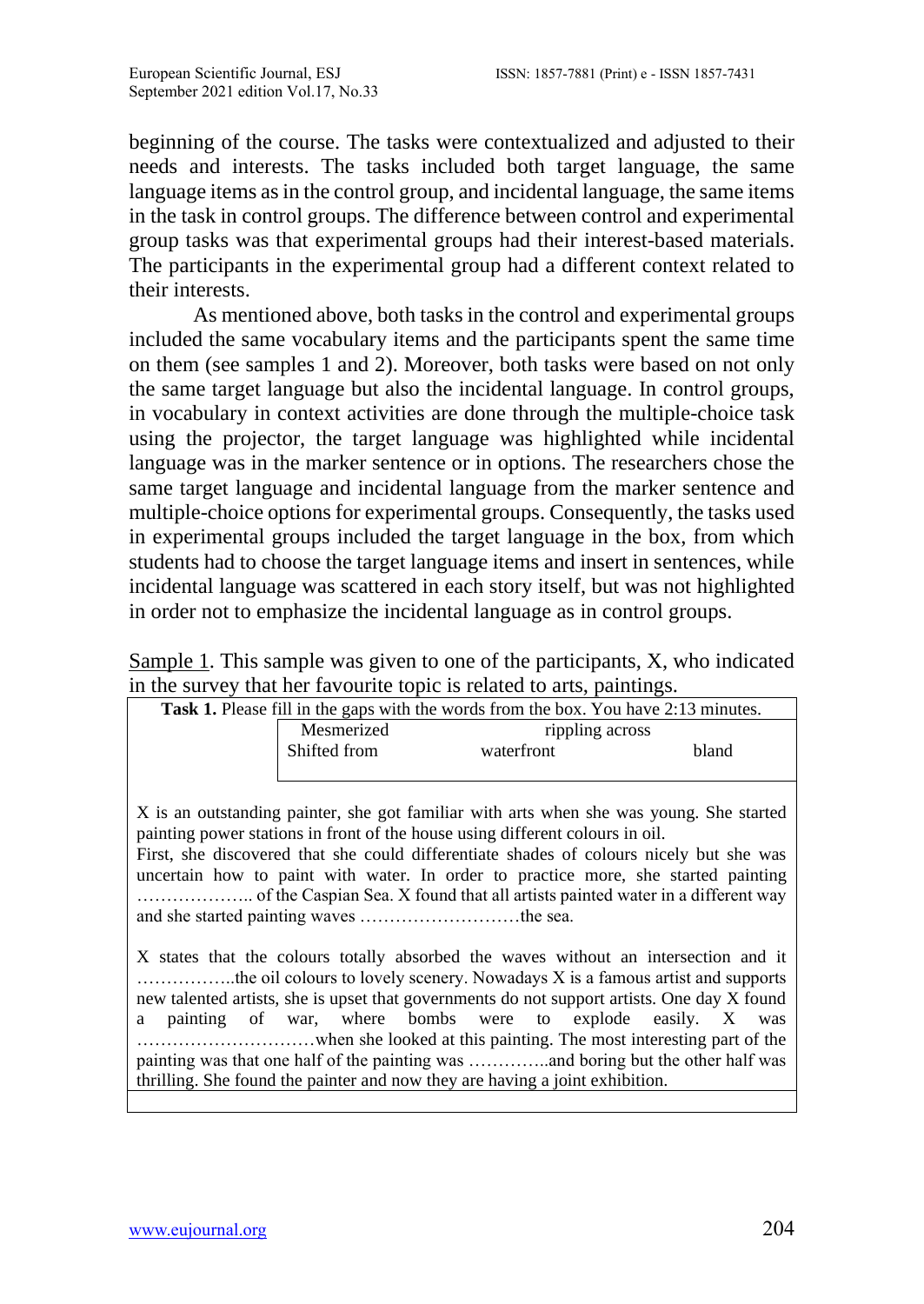beginning of the course. The tasks were contextualized and adjusted to their needs and interests. The tasks included both target language, the same language items as in the control group, and incidental language, the same items in the task in control groups. The difference between control and experimental group tasks was that experimental groups had their interest-based materials. The participants in the experimental group had a different context related to their interests.

As mentioned above, both tasks in the control and experimental groups included the same vocabulary items and the participants spent the same time on them (see samples 1 and 2). Moreover, both tasks were based on not only the same target language but also the incidental language. In control groups, in vocabulary in context activities are done through the multiple-choice task using the projector, the target language was highlighted while incidental language was in the marker sentence or in options. The researchers chose the same target language and incidental language from the marker sentence and multiple-choice options for experimental groups. Consequently, the tasks used in experimental groups included the target language in the box, from which students had to choose the target language items and insert in sentences, while incidental language was scattered in each story itself, but was not highlighted in order not to emphasize the incidental language as in control groups.

<u>Sample 1</u>. This sample was given to one of the participants, X, who indicated in the survey that her favourite topic is related to arts, paintings.

**Task 1.** Please fill in the gaps with the words from the box. You have 2:13 minutes.

| Mesmerized | rippling across | |
|---|---|---|
| Shifted from | waterfront | bland |

X is an outstanding painter, she got familiar with arts when she was young. She started painting power stations in front of the house using different colours in oil.
First, she discovered that she could differentiate shades of colours nicely but she was uncertain how to paint with water. In order to practice more, she started painting ……………….. of the Caspian Sea. X found that all artists painted water in a different way and she started painting waves ………………………the sea.

X states that the colours totally absorbed the waves without an intersection and it ……………..the oil colours to lovely scenery. Nowadays X is a famous artist and supports new talented artists, she is upset that governments do not support artists. One day X found a painting of war, where bombs were to explode easily. X was …………………………when she looked at this painting. The most interesting part of the painting was that one half of the painting was …………..and boring but the other half was thrilling. She found the painter and now they are having a joint exhibition.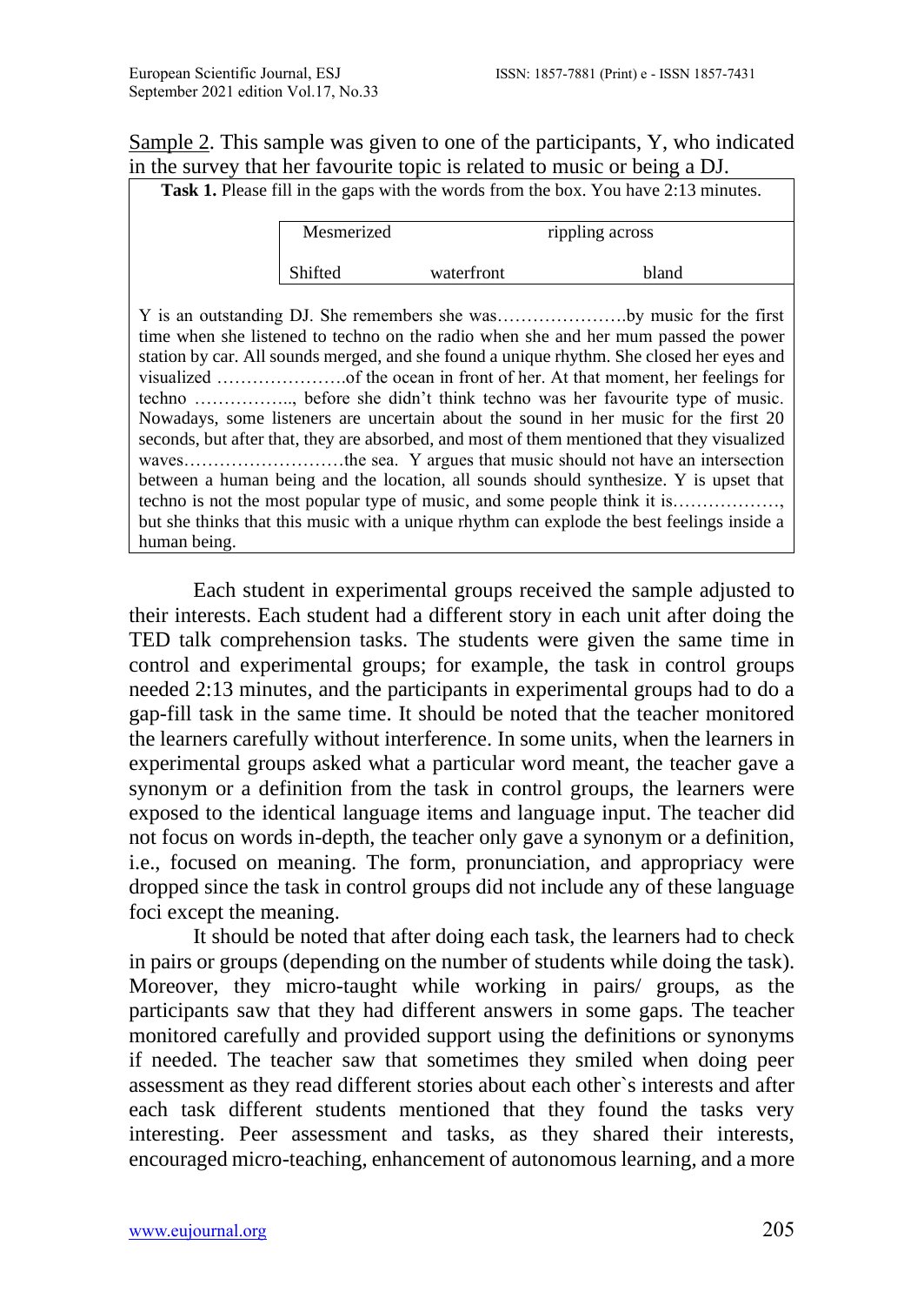<u>Sample 2</u>. This sample was given to one of the participants, Y, who indicated in the survey that her favourite topic is related to music or being a DJ.

**Task 1.** Please fill in the gaps with the words from the box. You have 2:13 minutes.

| Mesmerized | | rippling across |
|---|---|---|
| Shifted | waterfront | bland |

Y is an outstanding DJ. She remembers she was………………….by music for the first time when she listened to techno on the radio when she and her mum passed the power station by car. All sounds merged, and she found a unique rhythm. She closed her eyes and visualized ………………….of the ocean in front of her. At that moment, her feelings for techno …………….., before she didn't think techno was her favourite type of music. Nowadays, some listeners are uncertain about the sound in her music for the first 20 seconds, but after that, they are absorbed, and most of them mentioned that they visualized waves………………………the sea. Y argues that music should not have an intersection between a human being and the location, all sounds should synthesize. Y is upset that techno is not the most popular type of music, and some people think it is……………..., but she thinks that this music with a unique rhythm can explode the best feelings inside a human being.

Each student in experimental groups received the sample adjusted to their interests. Each student had a different story in each unit after doing the TED talk comprehension tasks. The students were given the same time in control and experimental groups; for example, the task in control groups needed 2:13 minutes, and the participants in experimental groups had to do a gap-fill task in the same time. It should be noted that the teacher monitored the learners carefully without interference. In some units, when the learners in experimental groups asked what a particular word meant, the teacher gave a synonym or a definition from the task in control groups, the learners were exposed to the identical language items and language input. The teacher did not focus on words in-depth, the teacher only gave a synonym or a definition, i.e., focused on meaning. The form, pronunciation, and appropriacy were dropped since the task in control groups did not include any of these language foci except the meaning.

It should be noted that after doing each task, the learners had to check in pairs or groups (depending on the number of students while doing the task). Moreover, they micro-taught while working in pairs/ groups, as the participants saw that they had different answers in some gaps. The teacher monitored carefully and provided support using the definitions or synonyms if needed. The teacher saw that sometimes they smiled when doing peer assessment as they read different stories about each other`s interests and after each task different students mentioned that they found the tasks very interesting. Peer assessment and tasks, as they shared their interests, encouraged micro-teaching, enhancement of autonomous learning, and a more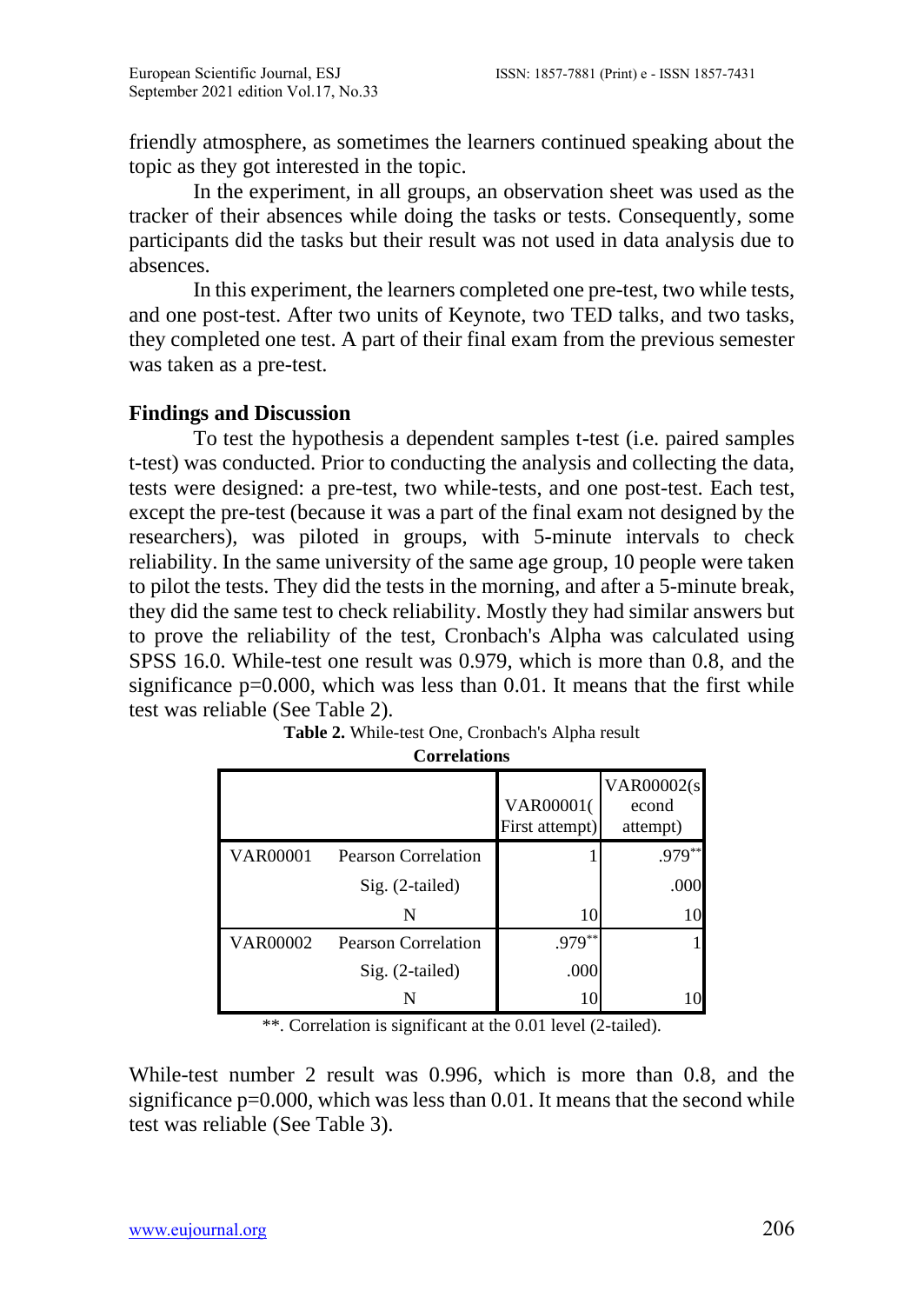friendly atmosphere, as sometimes the learners continued speaking about the topic as they got interested in the topic.

In the experiment, in all groups, an observation sheet was used as the tracker of their absences while doing the tasks or tests. Consequently, some participants did the tasks but their result was not used in data analysis due to absences.

In this experiment, the learners completed one pre-test, two while tests, and one post-test. After two units of Keynote, two TED talks, and two tasks, they completed one test. A part of their final exam from the previous semester was taken as a pre-test.

## Findings and Discussion

To test the hypothesis a dependent samples t-test (i.e. paired samples t-test) was conducted. Prior to conducting the analysis and collecting the data, tests were designed: a pre-test, two while-tests, and one post-test. Each test, except the pre-test (because it was a part of the final exam not designed by the researchers), was piloted in groups, with 5-minute intervals to check reliability. In the same university of the same age group, 10 people were taken to pilot the tests. They did the tests in the morning, and after a 5-minute break, they did the same test to check reliability. Mostly they had similar answers but to prove the reliability of the test, Cronbach's Alpha was calculated using SPSS 16.0. While-test one result was 0.979, which is more than 0.8, and the significance p=0.000, which was less than 0.01. It means that the first while test was reliable (See Table 2).

**Table 2.** While-test One, Cronbach's Alpha result

**Correlations**

| | | VAR00001(First attempt) | VAR00002(second attempt) |
|---|---|---|---|
| VAR00001 | Pearson Correlation | 1 | .979** |
| | Sig. (2-tailed) | | .000 |
| | N | 10 | 10 |
| VAR00002 | Pearson Correlation | .979** | 1 |
| | Sig. (2-tailed) | .000 | |
| | N | 10 | 10 |

**. Correlation is significant at the 0.01 level (2-tailed).

While-test number 2 result was 0.996, which is more than 0.8, and the significance p=0.000, which was less than 0.01. It means that the second while test was reliable (See Table 3).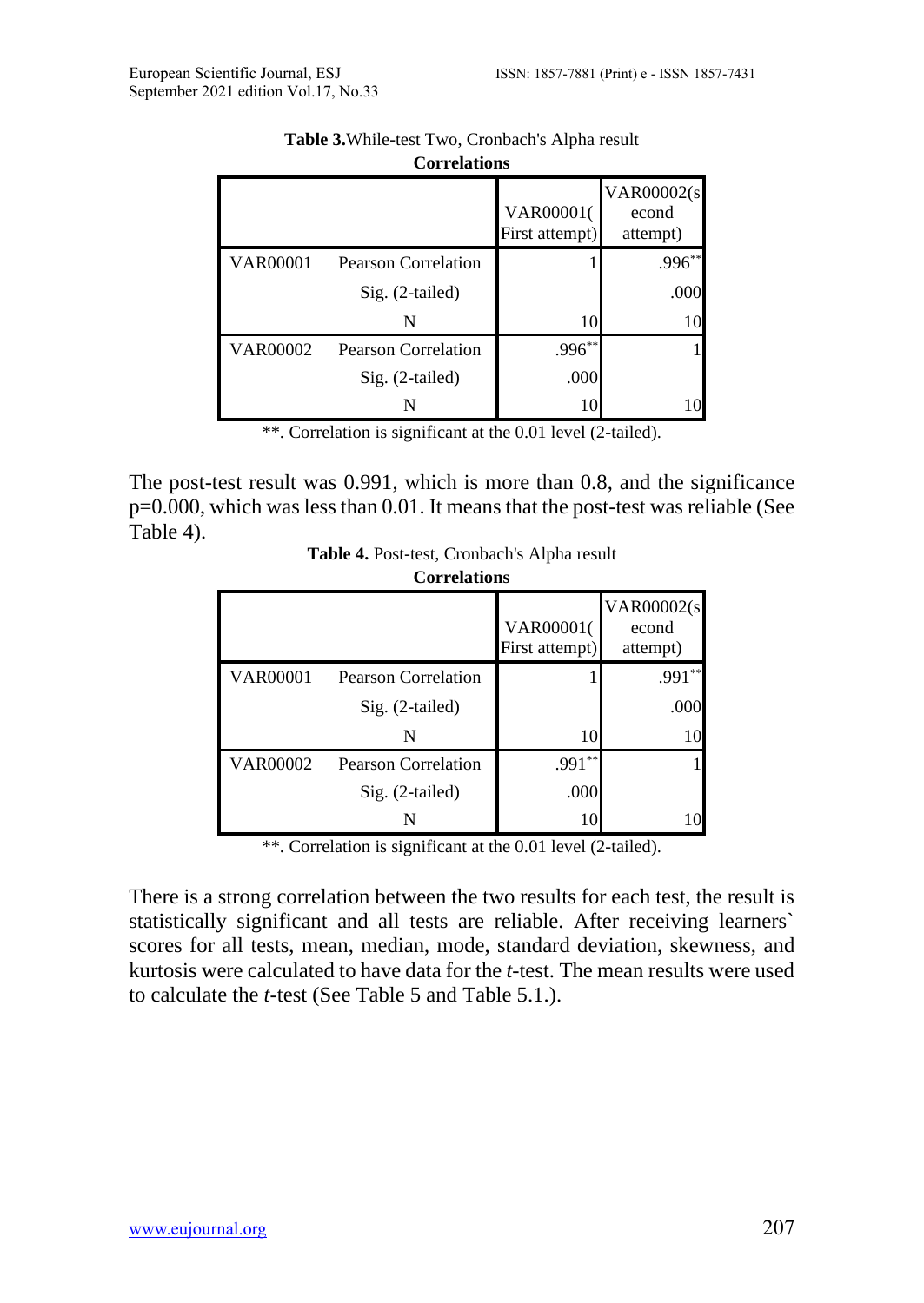**Table 3.** While-test Two, Cronbach's Alpha result

**Correlations**

| | | VAR00001( First attempt) | VAR00002(s econd attempt) |
|---|---|---|---|
| VAR00001 | Pearson Correlation | 1 | .996** |
| | Sig. (2-tailed) | | .000 |
| | N | 10 | 10 |
| VAR00002 | Pearson Correlation | .996** | 1 |
| | Sig. (2-tailed) | .000 | |
| | N | 10 | 10 |

**. Correlation is significant at the 0.01 level (2-tailed).

The post-test result was 0.991, which is more than 0.8, and the significance p=0.000, which was less than 0.01. It means that the post-test was reliable (See Table 4).

**Table 4.** Post-test, Cronbach's Alpha result

**Correlations**

| | | VAR00001( First attempt) | VAR00002(s econd attempt) |
|---|---|---|---|
| VAR00001 | Pearson Correlation | 1 | .991** |
| | Sig. (2-tailed) | | .000 |
| | N | 10 | 10 |
| VAR00002 | Pearson Correlation | .991** | 1 |
| | Sig. (2-tailed) | .000 | |
| | N | 10 | 10 |

**. Correlation is significant at the 0.01 level (2-tailed).

There is a strong correlation between the two results for each test, the result is statistically significant and all tests are reliable. After receiving learners` scores for all tests, mean, median, mode, standard deviation, skewness, and kurtosis were calculated to have data for the *t*-test. The mean results were used to calculate the *t*-test (See Table 5 and Table 5.1.).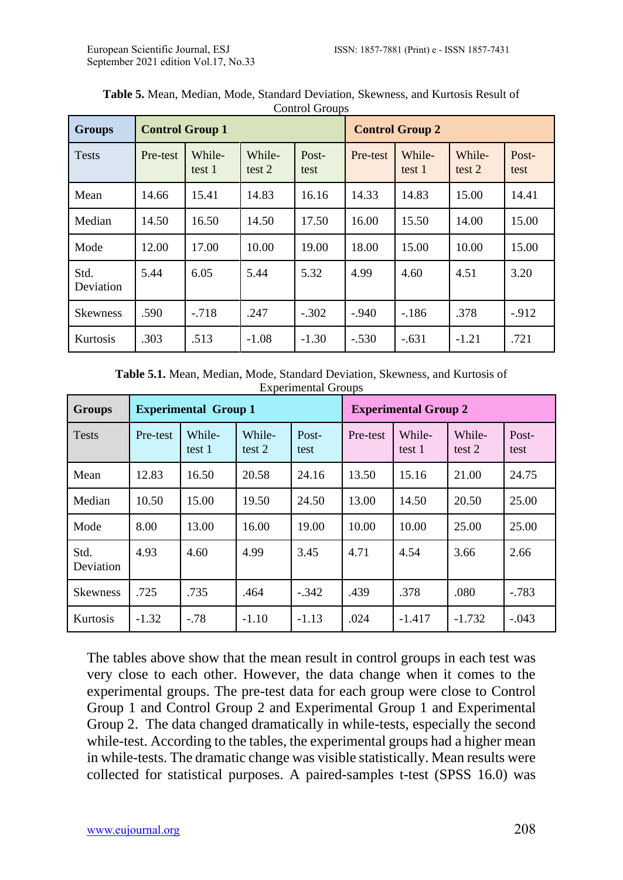**Table 5.** Mean, Median, Mode, Standard Deviation, Skewness, and Kurtosis Result of Control Groups

| Groups | Control Group 1 | | | | Control Group 2 | | | |
|---|---|---|---|---|---|---|---|---|
| Tests | Pre-test | While-test 1 | While-test 2 | Post-test | Pre-test | While-test 1 | While-test 2 | Post-test |
| Mean | 14.66 | 15.41 | 14.83 | 16.16 | 14.33 | 14.83 | 15.00 | 14.41 |
| Median | 14.50 | 16.50 | 14.50 | 17.50 | 16.00 | 15.50 | 14.00 | 15.00 |
| Mode | 12.00 | 17.00 | 10.00 | 19.00 | 18.00 | 15.00 | 10.00 | 15.00 |
| Std. Deviation | 5.44 | 6.05 | 5.44 | 5.32 | 4.99 | 4.60 | 4.51 | 3.20 |
| Skewness | .590 | -.718 | .247 | -.302 | -.940 | -.186 | .378 | -.912 |
| Kurtosis | .303 | .513 | -1.08 | -1.30 | -.530 | -.631 | -1.21 | .721 |

**Table 5.1.** Mean, Median, Mode, Standard Deviation, Skewness, and Kurtosis of Experimental Groups

| Groups | Experimental Group 1 | | | | Experimental Group 2 | | | |
|---|---|---|---|---|---|---|---|---|
| Tests | Pre-test | While-test 1 | While-test 2 | Post-test | Pre-test | While-test 1 | While-test 2 | Post-test |
| Mean | 12.83 | 16.50 | 20.58 | 24.16 | 13.50 | 15.16 | 21.00 | 24.75 |
| Median | 10.50 | 15.00 | 19.50 | 24.50 | 13.00 | 14.50 | 20.50 | 25.00 |
| Mode | 8.00 | 13.00 | 16.00 | 19.00 | 10.00 | 10.00 | 25.00 | 25.00 |
| Std. Deviation | 4.93 | 4.60 | 4.99 | 3.45 | 4.71 | 4.54 | 3.66 | 2.66 |
| Skewness | .725 | .735 | .464 | -.342 | .439 | .378 | .080 | -.783 |
| Kurtosis | -1.32 | -.78 | -1.10 | -1.13 | .024 | -1.417 | -1.732 | -.043 |

The tables above show that the mean result in control groups in each test was very close to each other. However, the data change when it comes to the experimental groups. The pre-test data for each group were close to Control Group 1 and Control Group 2 and Experimental Group 1 and Experimental Group 2. The data changed dramatically in while-tests, especially the second while-test. According to the tables, the experimental groups had a higher mean in while-tests. The dramatic change was visible statistically. Mean results were collected for statistical purposes. A paired-samples t-test (SPSS 16.0) was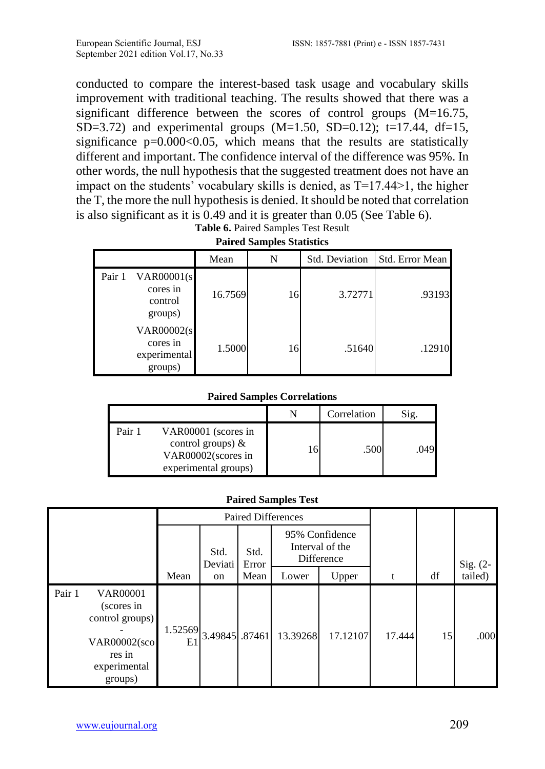conducted to compare the interest-based task usage and vocabulary skills improvement with traditional teaching. The results showed that there was a significant difference between the scores of control groups (M=16.75, SD=3.72) and experimental groups (M=1.50, SD=0.12); t=17.44, df=15, significance p=0.000<0.05, which means that the results are statistically different and important. The confidence interval of the difference was 95%. In other words, the null hypothesis that the suggested treatment does not have an impact on the students' vocabulary skills is denied, as T=17.44>1, the higher the T, the more the null hypothesis is denied. It should be noted that correlation is also significant as it is 0.49 and it is greater than 0.05 (See Table 6).

**Table 6.** Paired Samples Test Result

**Paired Samples Statistics**

| | | Mean | N | Std. Deviation | Std. Error Mean |
|---|---|---|---|---|---|
| Pair 1 | VAR00001(scores in control groups) | 16.7569 | 16 | 3.72771 | .93193 |
| | VAR00002(scores in experimental groups) | 1.5000 | 16 | .51640 | .12910 |

**Paired Samples Correlations**

| | | N | Correlation | Sig. |
|---|---|---|---|---|
| Pair 1 | VAR00001 (scores in control groups) & VAR00002(scores in experimental groups) | 16 | .500 | .049 |

**Paired Samples Test**

| | | Paired Differences | | | | | t | df | Sig. (2-tailed) |
|---|---|---|---|---|---|---|---|---|---|
| | | | | | 95% Confidence Interval of the Difference | | | | |
| | | Mean | Std. Deviation | Std. Error Mean | Lower | Upper | | | |
| Pair 1 | VAR00001 (scores in control groups) - VAR00002(scores in experimental groups) | 1.52569E1 | 3.49845 | .87461 | 13.39268 | 17.12107 | 17.444 | 15 | .000 |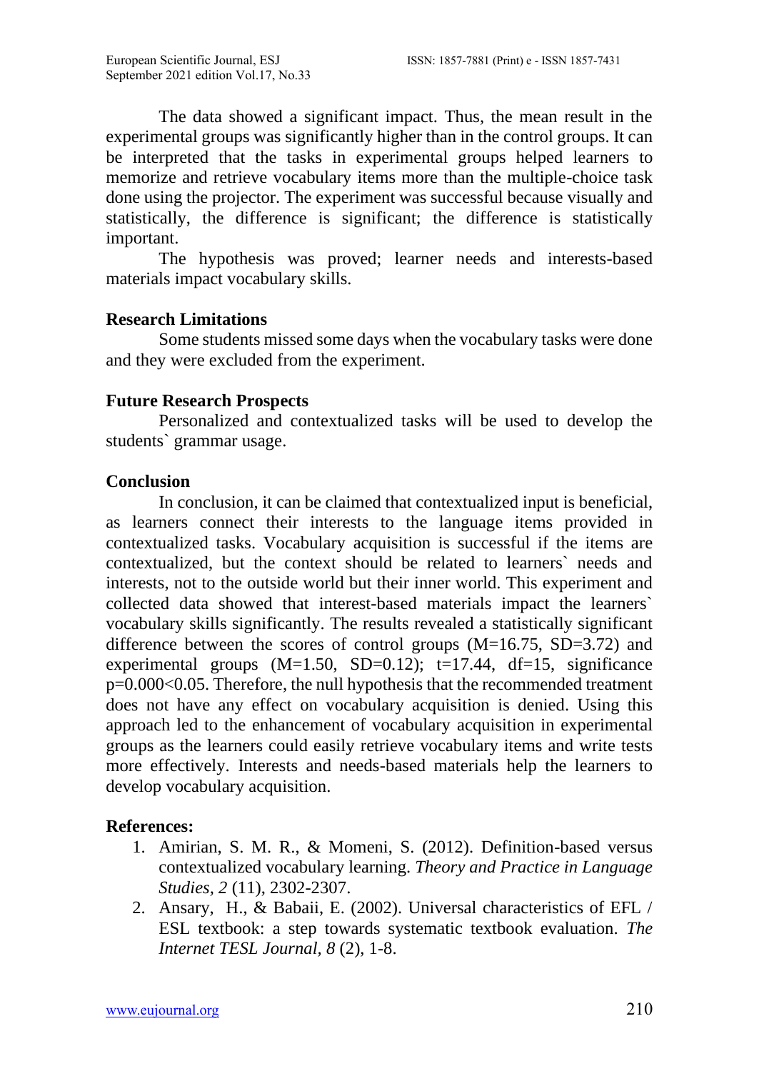The data showed a significant impact. Thus, the mean result in the experimental groups was significantly higher than in the control groups. It can be interpreted that the tasks in experimental groups helped learners to memorize and retrieve vocabulary items more than the multiple-choice task done using the projector. The experiment was successful because visually and statistically, the difference is significant; the difference is statistically important.

The hypothesis was proved; learner needs and interests-based materials impact vocabulary skills.

### Research Limitations

Some students missed some days when the vocabulary tasks were done and they were excluded from the experiment.

### Future Research Prospects

Personalized and contextualized tasks will be used to develop the students` grammar usage.

### Conclusion

In conclusion, it can be claimed that contextualized input is beneficial, as learners connect their interests to the language items provided in contextualized tasks. Vocabulary acquisition is successful if the items are contextualized, but the context should be related to learners` needs and interests, not to the outside world but their inner world. This experiment and collected data showed that interest-based materials impact the learners` vocabulary skills significantly. The results revealed a statistically significant difference between the scores of control groups ($M=16.75$, $SD=3.72$) and experimental groups ($M=1.50$, $SD=0.12$); $t=17.44$, $df=15$, significance $p=0.000<0.05$. Therefore, the null hypothesis that the recommended treatment does not have any effect on vocabulary acquisition is denied. Using this approach led to the enhancement of vocabulary acquisition in experimental groups as the learners could easily retrieve vocabulary items and write tests more effectively. Interests and needs-based materials help the learners to develop vocabulary acquisition.

### References:

1. Amirian, S. M. R., & Momeni, S. (2012). Definition-based versus contextualized vocabulary learning. *Theory and Practice in Language Studies, 2* (11), 2302-2307.
2. Ansary, H., & Babaii, E. (2002). Universal characteristics of EFL / ESL textbook: a step towards systematic textbook evaluation. *The Internet TESL Journal, 8* (2), 1-8.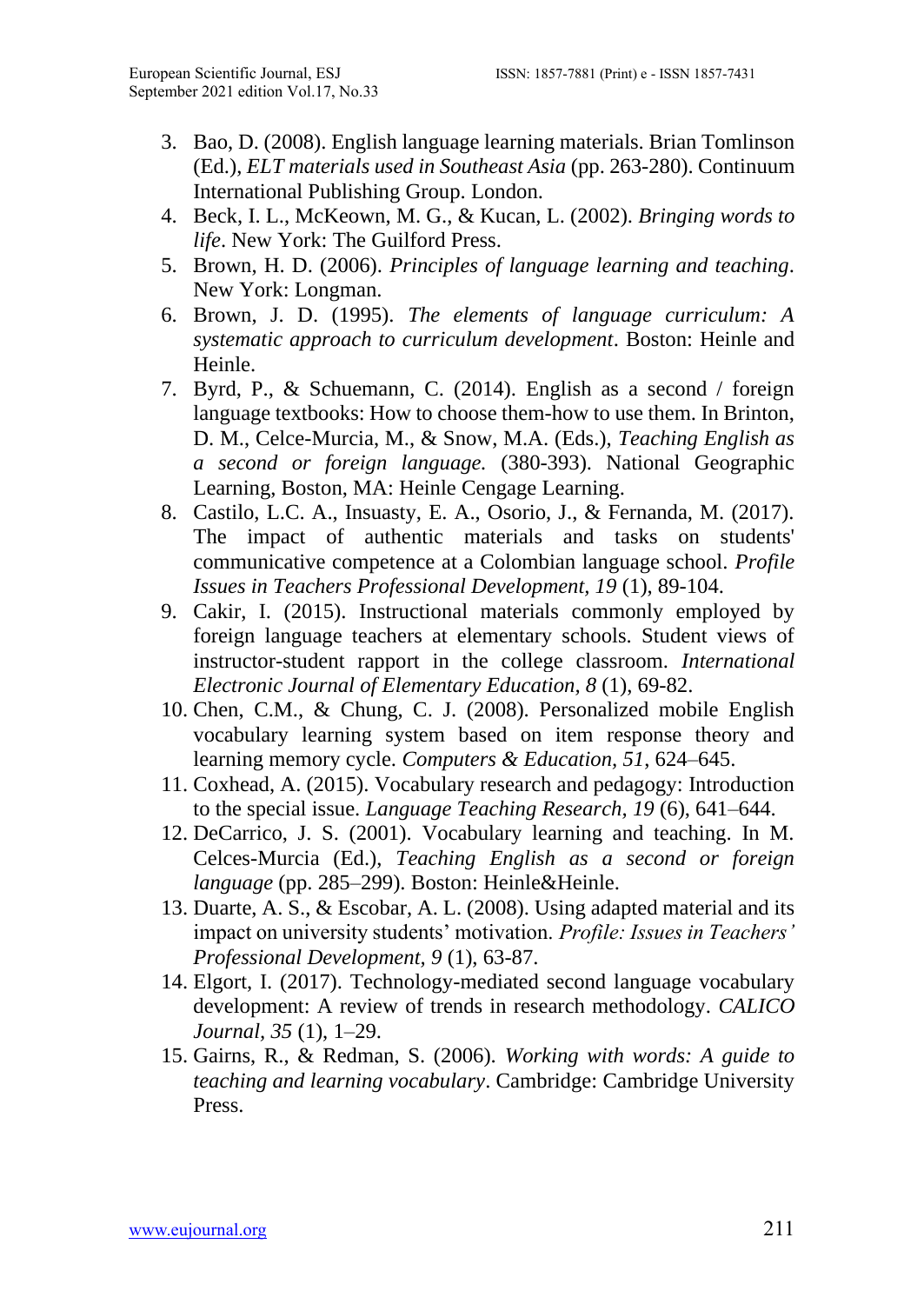3. Bao, D. (2008). English language learning materials. Brian Tomlinson (Ed.), *ELT materials used in Southeast Asia* (pp. 263-280). Continuum International Publishing Group. London.
4. Beck, I. L., McKeown, M. G., & Kucan, L. (2002). *Bringing words to life*. New York: The Guilford Press.
5. Brown, H. D. (2006). *Principles of language learning and teaching*. New York: Longman.
6. Brown, J. D. (1995). *The elements of language curriculum: A systematic approach to curriculum development*. Boston: Heinle and Heinle.
7. Byrd, P., & Schuemann, C. (2014). English as a second / foreign language textbooks: How to choose them-how to use them. In Brinton, D. M., Celce-Murcia, M., & Snow, M.A. (Eds.), *Teaching English as a second or foreign language.* (380-393). National Geographic Learning, Boston, MA: Heinle Cengage Learning.
8. Castilo, L.C. A., Insuasty, E. A., Osorio, J., & Fernanda, M. (2017). The impact of authentic materials and tasks on students' communicative competence at a Colombian language school. *Profile Issues in Teachers Professional Development, 19* (1), 89-104.
9. Cakir, I. (2015). Instructional materials commonly employed by foreign language teachers at elementary schools. Student views of instructor-student rapport in the college classroom. *International Electronic Journal of Elementary Education, 8* (1), 69-82.
10. Chen, C.M., & Chung, C. J. (2008). Personalized mobile English vocabulary learning system based on item response theory and learning memory cycle. *Computers & Education, 51*, 624–645.
11. Coxhead, A. (2015). Vocabulary research and pedagogy: Introduction to the special issue. *Language Teaching Research, 19* (6), 641–644.
12. DeCarrico, J. S. (2001). Vocabulary learning and teaching. In M. Celces-Murcia (Ed.), *Teaching English as a second or foreign language* (pp. 285–299). Boston: Heinle&Heinle.
13. Duarte, A. S., & Escobar, A. L. (2008). Using adapted material and its impact on university students' motivation. *Profile: Issues in Teachers' Professional Development, 9* (1), 63-87.
14. Elgort, I. (2017). Technology-mediated second language vocabulary development: A review of trends in research methodology. *CALICO Journal, 35* (1), 1–29.
15. Gairns, R., & Redman, S. (2006). *Working with words: A guide to teaching and learning vocabulary*. Cambridge: Cambridge University Press.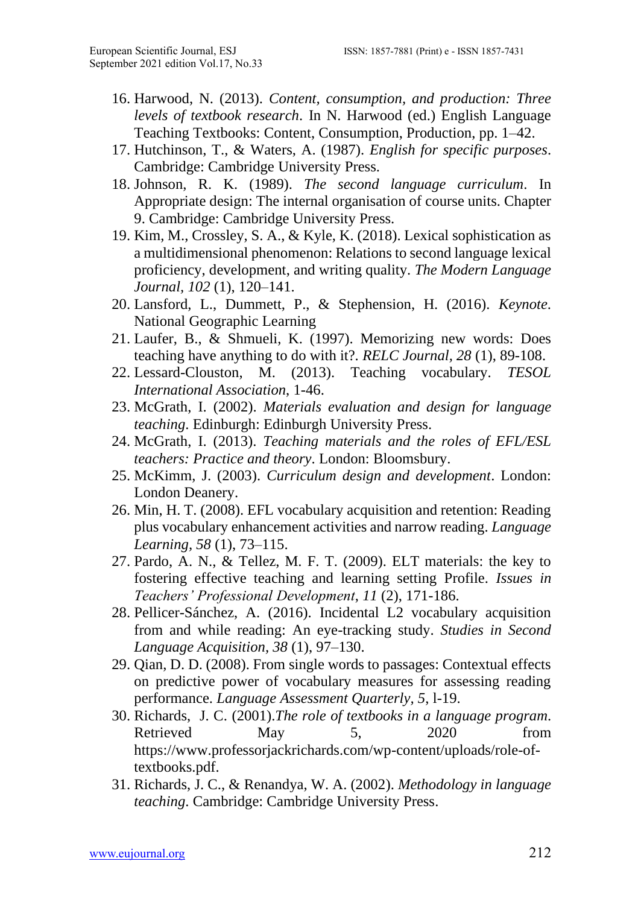16. Harwood, N. (2013). *Content, consumption, and production: Three levels of textbook research*. In N. Harwood (ed.) English Language Teaching Textbooks: Content, Consumption, Production, pp. 1–42.
17. Hutchinson, T., & Waters, A. (1987). *English for specific purposes*. Cambridge: Cambridge University Press.
18. Johnson, R. K. (1989). *The second language curriculum*. In Appropriate design: The internal organisation of course units. Chapter 9. Cambridge: Cambridge University Press.
19. Kim, M., Crossley, S. A., & Kyle, K. (2018). Lexical sophistication as a multidimensional phenomenon: Relations to second language lexical proficiency, development, and writing quality. *The Modern Language Journal*, *102* (1), 120–141.
20. Lansford, L., Dummett, P., & Stephension, H. (2016). *Keynote*. National Geographic Learning
21. Laufer, B., & Shmueli, K. (1997). Memorizing new words: Does teaching have anything to do with it?. *RELC Journal*, *28* (1), 89-108.
22. Lessard-Clouston, M. (2013). Teaching vocabulary. *TESOL International Association*, 1-46.
23. McGrath, I. (2002). *Materials evaluation and design for language teaching*. Edinburgh: Edinburgh University Press.
24. McGrath, I. (2013). *Teaching materials and the roles of EFL/ESL teachers: Practice and theory*. London: Bloomsbury.
25. McKimm, J. (2003). *Curriculum design and development*. London: London Deanery.
26. Min, H. T. (2008). EFL vocabulary acquisition and retention: Reading plus vocabulary enhancement activities and narrow reading. *Language Learning*, *58* (1), 73–115.
27. Pardo, A. N., & Tellez, M. F. T. (2009). ELT materials: the key to fostering effective teaching and learning setting Profile. *Issues in Teachers' Professional Development*, *11* (2), 171-186.
28. Pellicer-Sánchez, A. (2016). Incidental L2 vocabulary acquisition from and while reading: An eye-tracking study. *Studies in Second Language Acquisition*, *38* (1), 97–130.
29. Qian, D. D. (2008). From single words to passages: Contextual effects on predictive power of vocabulary measures for assessing reading performance. *Language Assessment Quarterly*, *5*, l-19.
30. Richards, J. C. (2001).*The role of textbooks in a language program*. Retrieved May 5, 2020 from https://www.professorjackrichards.com/wp-content/uploads/role-of-textbooks.pdf.
31. Richards, J. C., & Renandya, W. A. (2002). *Methodology in language teaching*. Cambridge: Cambridge University Press.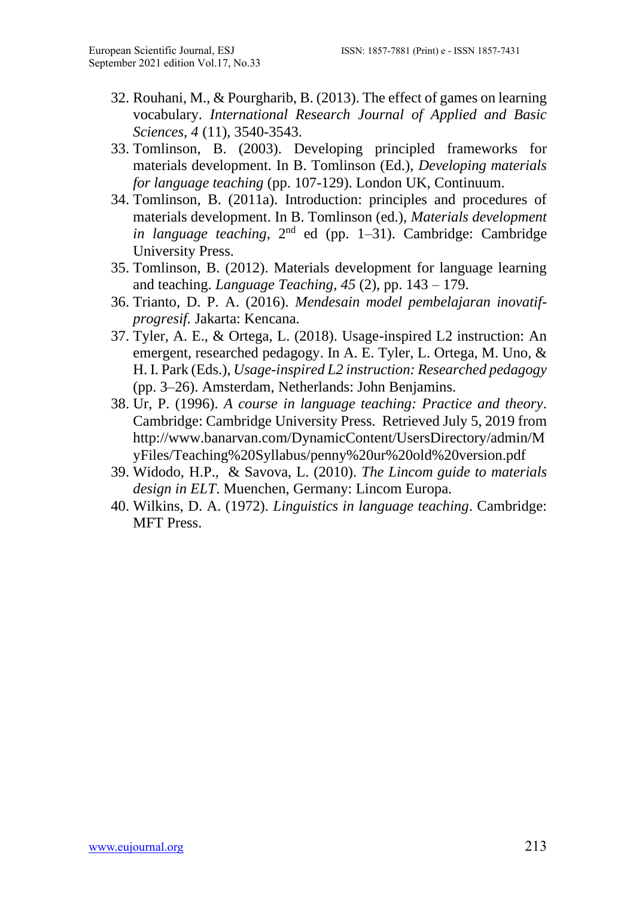32. Rouhani, M., & Pourgharib, B. (2013). The effect of games on learning vocabulary. *International Research Journal of Applied and Basic Sciences, 4* (11), 3540-3543.
33. Tomlinson, B. (2003). Developing principled frameworks for materials development. In B. Tomlinson (Ed.), *Developing materials for language teaching* (pp. 107-129). London UK, Continuum.
34. Tomlinson, B. (2011a). Introduction: principles and procedures of materials development. In B. Tomlinson (ed.), *Materials development in language teaching*, 2nd ed (pp. 1–31). Cambridge: Cambridge University Press.
35. Tomlinson, B. (2012). Materials development for language learning and teaching. *Language Teaching, 45* (2), pp. 143 – 179.
36. Trianto, D. P. A. (2016). *Mendesain model pembelajaran inovatif-progresif.* Jakarta: Kencana.
37. Tyler, A. E., & Ortega, L. (2018). Usage-inspired L2 instruction: An emergent, researched pedagogy. In A. E. Tyler, L. Ortega, M. Uno, & H. I. Park (Eds.), *Usage-inspired L2 instruction: Researched pedagogy* (pp. 3–26). Amsterdam, Netherlands: John Benjamins.
38. Ur, P. (1996). *A course in language teaching: Practice and theory*. Cambridge: Cambridge University Press. Retrieved July 5, 2019 from http://www.banarvan.com/DynamicContent/UsersDirectory/admin/MyFiles/Teaching%20Syllabus/penny%20ur%20old%20version.pdf
39. Widodo, H.P., & Savova, L. (2010). *The Lincom guide to materials design in ELT*. Muenchen, Germany: Lincom Europa.
40. Wilkins, D. A. (1972). *Linguistics in language teaching*. Cambridge: MFT Press.